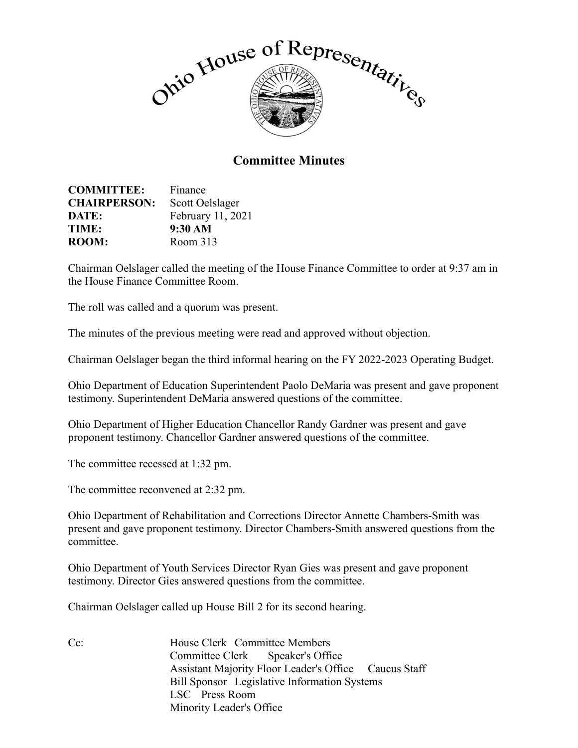Ohio House of Representatives

# Committee Minutes

**COMMITTEE:** Finance
**CHAIRPERSON:** Scott Oelslager
**DATE:** February 11, 2021
**TIME:** **9:30 AM**
**ROOM:** Room 313

Chairman Oelslager called the meeting of the House Finance Committee to order at 9:37 am in the House Finance Committee Room.

The roll was called and a quorum was present.

The minutes of the previous meeting were read and approved without objection.

Chairman Oelslager began the third informal hearing on the FY 2022-2023 Operating Budget.

Ohio Department of Education Superintendent Paolo DeMaria was present and gave proponent testimony. Superintendent DeMaria answered questions of the committee.

Ohio Department of Higher Education Chancellor Randy Gardner was present and gave proponent testimony. Chancellor Gardner answered questions of the committee.

The committee recessed at 1:32 pm.

The committee reconvened at 2:32 pm.

Ohio Department of Rehabilitation and Corrections Director Annette Chambers-Smith was present and gave proponent testimony. Director Chambers-Smith answered questions from the committee.

Ohio Department of Youth Services Director Ryan Gies was present and gave proponent testimony. Director Gies answered questions from the committee.

Chairman Oelslager called up House Bill 2 for its second hearing.

Cc: House Clerk Committee Members
Committee Clerk Speaker's Office
Assistant Majority Floor Leader's Office Caucus Staff
Bill Sponsor Legislative Information Systems
LSC Press Room
Minority Leader's Office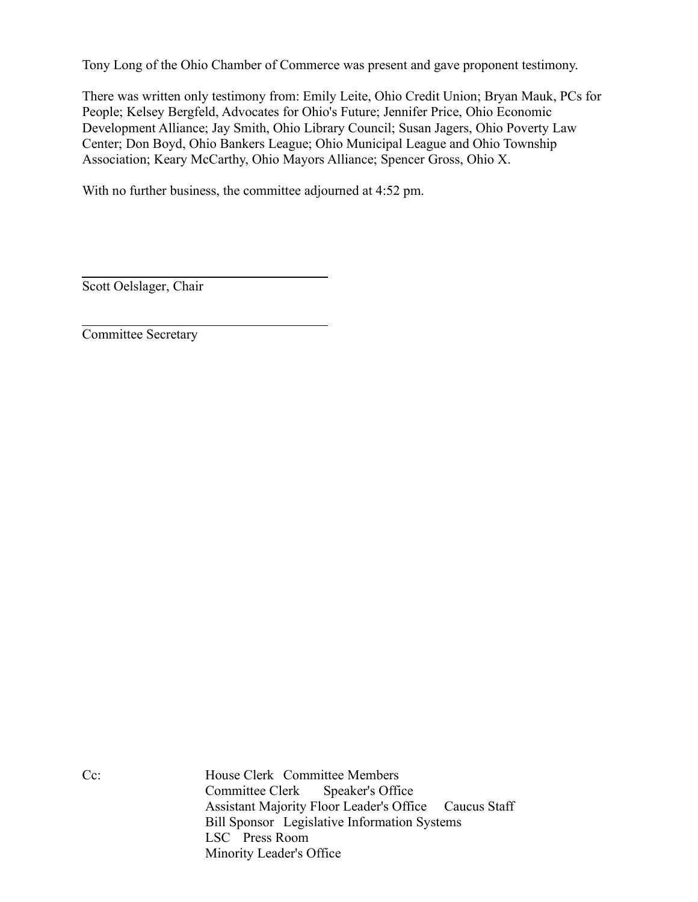Tony Long of the Ohio Chamber of Commerce was present and gave proponent testimony.

There was written only testimony from: Emily Leite, Ohio Credit Union; Bryan Mauk, PCs for People; Kelsey Bergfeld, Advocates for Ohio's Future; Jennifer Price, Ohio Economic Development Alliance; Jay Smith, Ohio Library Council; Susan Jagers, Ohio Poverty Law Center; Don Boyd, Ohio Bankers League; Ohio Municipal League and Ohio Township Association; Keary McCarthy, Ohio Mayors Alliance; Spencer Gross, Ohio X.

With no further business, the committee adjourned at 4:52 pm.

\_\_\_\_\_\_\_\_\_\_\_\_\_\_\_\_\_\_\_\_\_\_\_\_\_\_\_\_\_\_\_\_\_\_\_\_

Scott Oelslager, Chair

\_\_\_\_\_\_\_\_\_\_\_\_\_\_\_\_\_\_\_\_\_\_\_\_\_\_\_\_\_\_\_\_\_\_\_\_

Committee Secretary

Cc:

House Clerk
Committee Members
Committee Clerk
Speaker's Office
Assistant Majority Floor Leader's Office
Caucus Staff
Bill Sponsor
Legislative Information Systems
LSC
Press Room
Minority Leader's Office